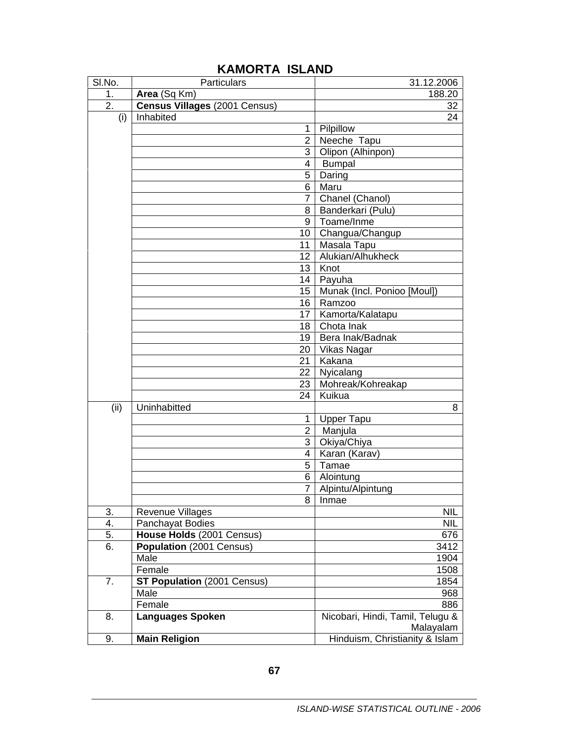# KAMORTA ISLAND

| Sl.No. | Particulars | 31.12.2006 |
|---|---|---|
| 1. | **Area** (Sq Km) | 188.20 |
| 2. | **Census Villages** (2001 Census) | 32 |
| (i) | Inhabited | 24 |
| | 1 | Pilpillow |
| | 2 | Neeche Tapu |
| | 3 | Olipon (Alhinpon) |
| | 4 | Bumpal |
| | 5 | Daring |
| | 6 | Maru |
| | 7 | Chanel (Chanol) |
| | 8 | Banderkari (Pulu) |
| | 9 | Toame/Inme |
| | 10 | Changua/Changup |
| | 11 | Masala Tapu |
| | 12 | Alukian/Alhukheck |
| | 13 | Knot |
| | 14 | Payuha |
| | 15 | Munak (Incl. Ponioo [Moul]) |
| | 16 | Ramzoo |
| | 17 | Kamorta/Kalatapu |
| | 18 | Chota Inak |
| | 19 | Bera Inak/Badnak |
| | 20 | Vikas Nagar |
| | 21 | Kakana |
| | 22 | Nyicalang |
| | 23 | Mohreak/Kohreakap |
| | 24 | Kuikua |
| (ii) | Uninhabitted | 8 |
| | 1 | Upper Tapu |
| | 2 | Manjula |
| | 3 | Okiya/Chiya |
| | 4 | Karan (Karav) |
| | 5 | Tamae |
| | 6 | Alointung |
| | 7 | Alpintu/Alpintung |
| | 8 | Inmae |
| 3. | Revenue Villages | NIL |
| 4. | Panchayat Bodies | NIL |
| 5. | **House Holds** (2001 Census) | 676 |
| 6. | **Population** (2001 Census) | 3412 |
| | Male | 1904 |
| | Female | 1508 |
| 7. | **ST Population** (2001 Census) | 1854 |
| | Male | 968 |
| | Female | 886 |
| 8. | **Languages Spoken** | Nicobari, Hindi, Tamil, Telugu & Malayalam |
| 9. | **Main Religion** | Hinduism, Christianity & Islam |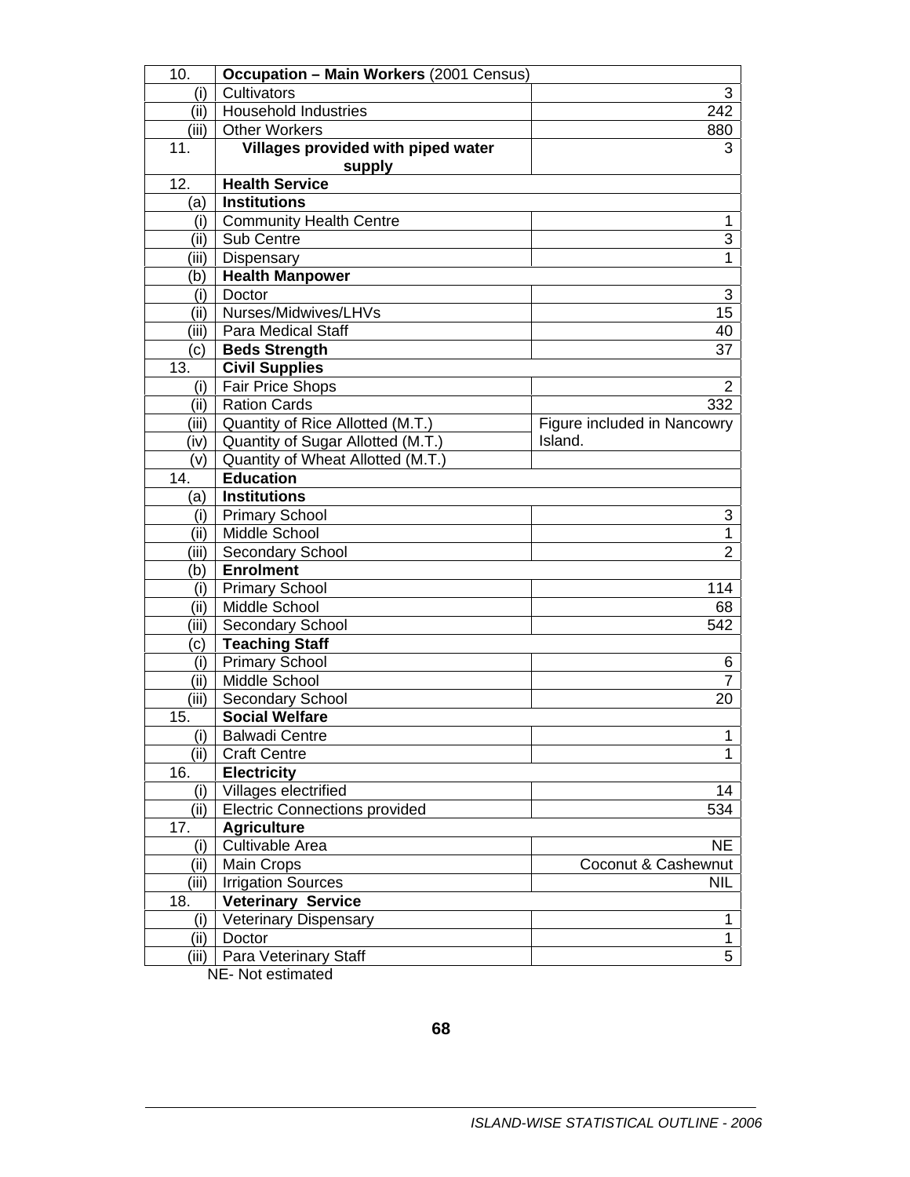| 10. | **Occupation – Main Workers** (2001 Census) | |
|---|---|---|
| (i) | Cultivators | 3 |
| (ii) | Household Industries | 242 |
| (iii) | Other Workers | 880 |
| 11. | **Villages provided with piped water supply** | 3 |
| 12. | **Health Service** | |
| (a) | **Institutions** | |
| (i) | Community Health Centre | 1 |
| (ii) | Sub Centre | 3 |
| (iii) | Dispensary | 1 |
| (b) | **Health Manpower** | |
| (i) | Doctor | 3 |
| (ii) | Nurses/Midwives/LHVs | 15 |
| (iii) | Para Medical Staff | 40 |
| (c) | **Beds Strength** | 37 |
| 13. | **Civil Supplies** | |
| (i) | Fair Price Shops | 2 |
| (ii) | Ration Cards | 332 |
| (iii) | Quantity of Rice Allotted (M.T.) | Figure included in Nancowry Island. |
| (iv) | Quantity of Sugar Allotted (M.T.) | |
| (v) | Quantity of Wheat Allotted (M.T.) | |
| 14. | **Education** | |
| (a) | **Institutions** | |
| (i) | Primary School | 3 |
| (ii) | Middle School | 1 |
| (iii) | Secondary School | 2 |
| (b) | **Enrolment** | |
| (i) | Primary School | 114 |
| (ii) | Middle School | 68 |
| (iii) | Secondary School | 542 |
| (c) | **Teaching Staff** | |
| (i) | Primary School | 6 |
| (ii) | Middle School | 7 |
| (iii) | Secondary School | 20 |
| 15. | **Social Welfare** | |
| (i) | Balwadi Centre | 1 |
| (ii) | Craft Centre | 1 |
| 16. | **Electricity** | |
| (i) | Villages electrified | 14 |
| (ii) | Electric Connections provided | 534 |
| 17. | **Agriculture** | |
| (i) | Cultivable Area | NE |
| (ii) | Main Crops | Coconut & Cashewnut |
| (iii) | Irrigation Sources | NIL |
| 18. | **Veterinary Service** | |
| (i) | Veterinary Dispensary | 1 |
| (ii) | Doctor | 1 |
| (iii) | Para Veterinary Staff | 5 |

NE- Not estimated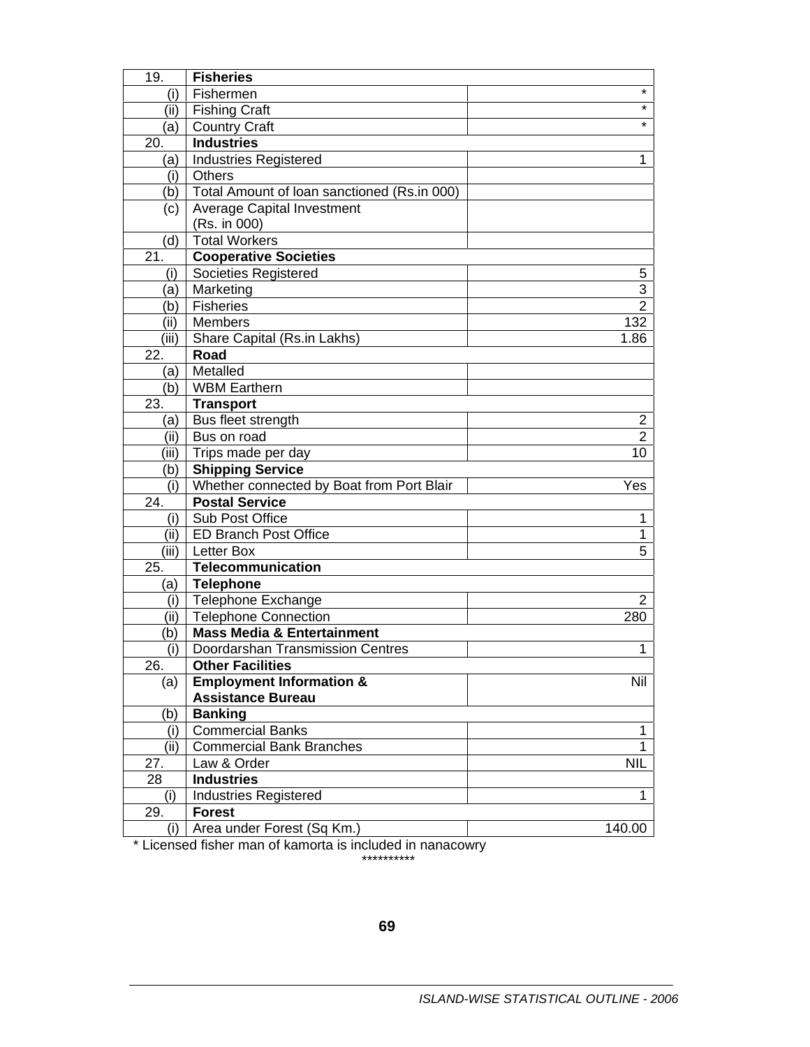| | | |
|---|---|---|
| 19. | **Fisheries** | |
| (i) | Fishermen | * |
| (ii) | Fishing Craft | * |
| (a) | Country Craft | * |
| 20. | **Industries** | |
| (a) | Industries Registered | 1 |
| (i) | Others | |
| (b) | Total Amount of loan sanctioned (Rs.in 000) | |
| (c) | Average Capital Investment (Rs. in 000) | |
| (d) | Total Workers | |
| 21. | **Cooperative Societies** | |
| (i) | Societies Registered | 5 |
| (a) | Marketing | 3 |
| (b) | Fisheries | 2 |
| (ii) | Members | 132 |
| (iii) | Share Capital (Rs.in Lakhs) | 1.86 |
| 22. | **Road** | |
| (a) | Metalled | |
| (b) | WBM Earthern | |
| 23. | **Transport** | |
| (a) | Bus fleet strength | 2 |
| (ii) | Bus on road | 2 |
| (iii) | Trips made per day | 10 |
| (b) | **Shipping Service** | |
| (i) | Whether connected by Boat from Port Blair | Yes |
| 24. | **Postal Service** | |
| (i) | Sub Post Office | 1 |
| (ii) | ED Branch Post Office | 1 |
| (iii) | Letter Box | 5 |
| 25. | **Telecommunication** | |
| (a) | **Telephone** | |
| (i) | Telephone Exchange | 2 |
| (ii) | Telephone Connection | 280 |
| (b) | **Mass Media & Entertainment** | |
| (i) | Doordarshan Transmission Centres | 1 |
| 26. | **Other Facilities** | |
| (a) | **Employment Information & Assistance Bureau** | Nil |
| (b) | **Banking** | |
| (i) | Commercial Banks | 1 |
| (ii) | Commercial Bank Branches | 1 |
| 27. | Law & Order | NIL |
| 28 | **Industries** | |
| (i) | Industries Registered | 1 |
| 29. | **Forest** | |
| (i) | Area under Forest (Sq Km.) | 140.00 |

* Licensed fisher man of kamorta is included in nanacowry

**********